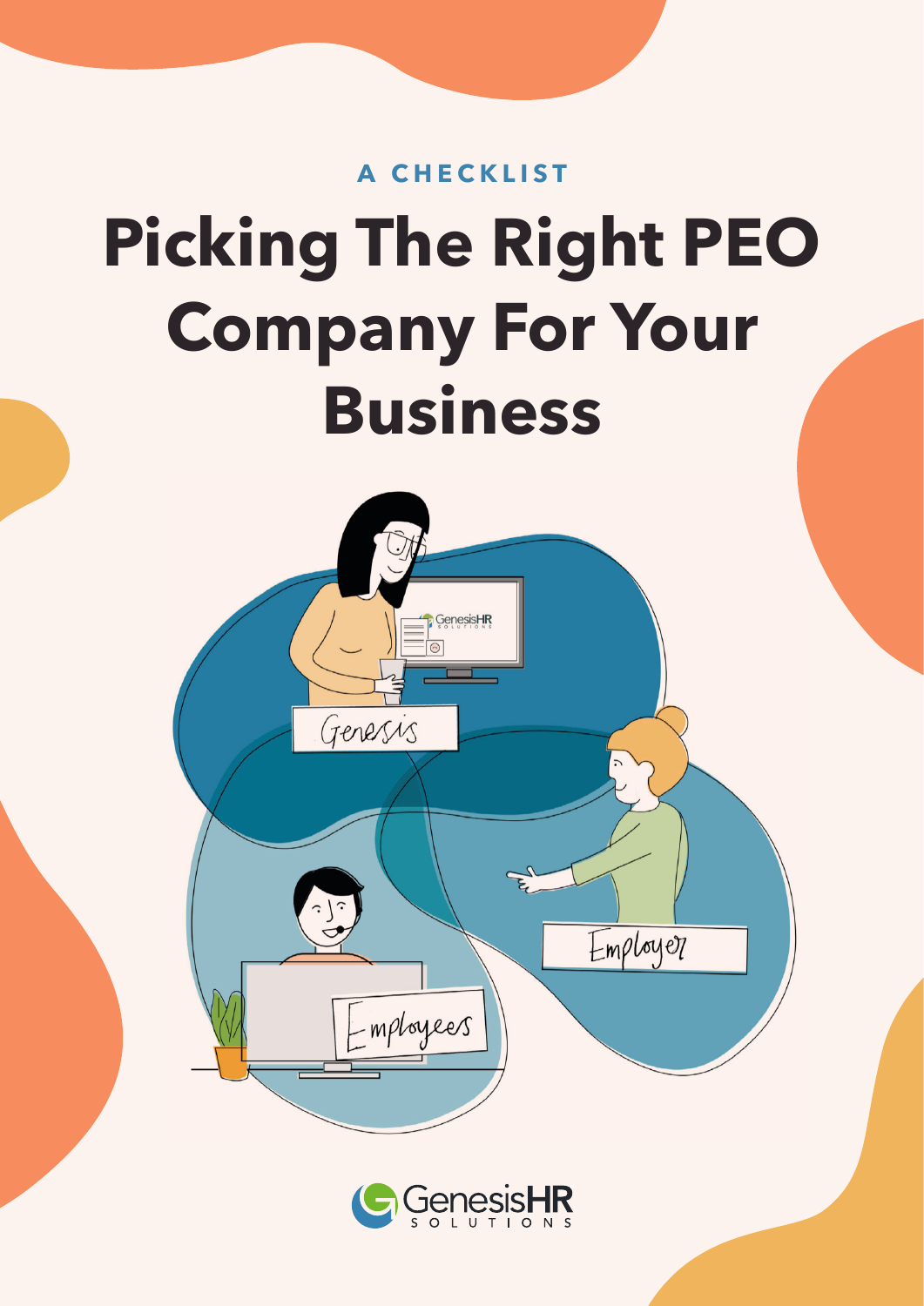A CHECKLIST

# Picking The Right PEO Company For Your Business

Genesis

Employer

Employees

GenesisHR SOLUTIONS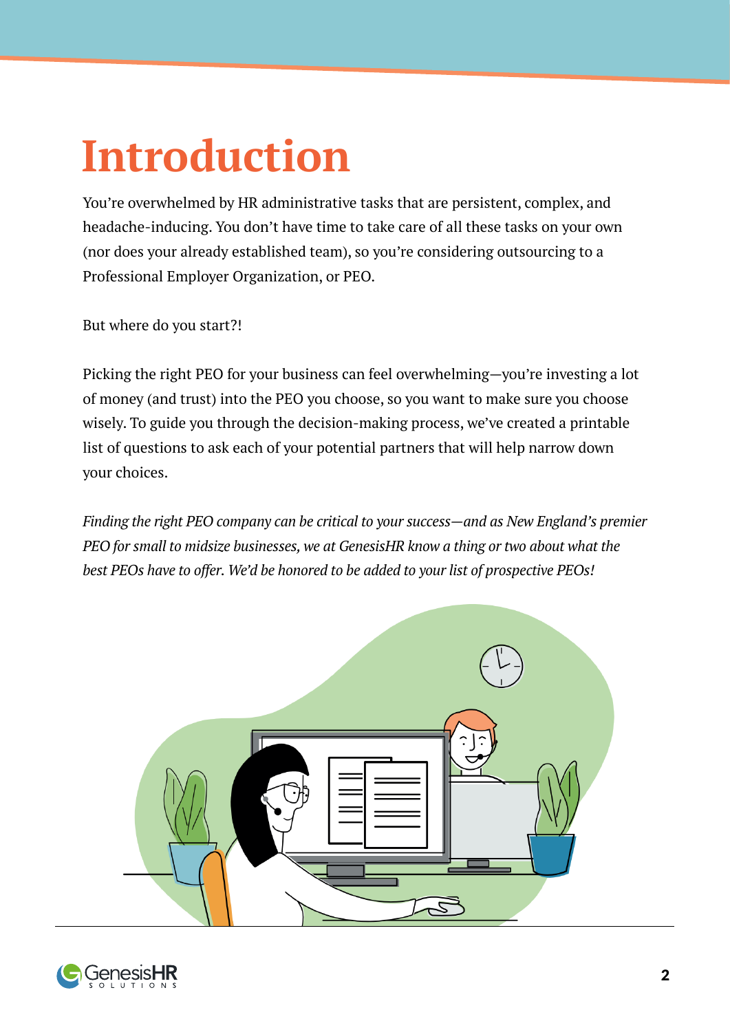# Introduction

You're overwhelmed by HR administrative tasks that are persistent, complex, and headache-inducing. You don't have time to take care of all these tasks on your own (nor does your already established team), so you're considering outsourcing to a Professional Employer Organization, or PEO.

But where do you start?!

Picking the right PEO for your business can feel overwhelming—you're investing a lot of money (and trust) into the PEO you choose, so you want to make sure you choose wisely. To guide you through the decision-making process, we've created a printable list of questions to ask each of your potential partners that will help narrow down your choices.

*Finding the right PEO company can be critical to your success—and as New England's premier PEO for small to midsize businesses, we at GenesisHR know a thing or two about what the best PEOs have to offer. We'd be honored to be added to your list of prospective PEOs!*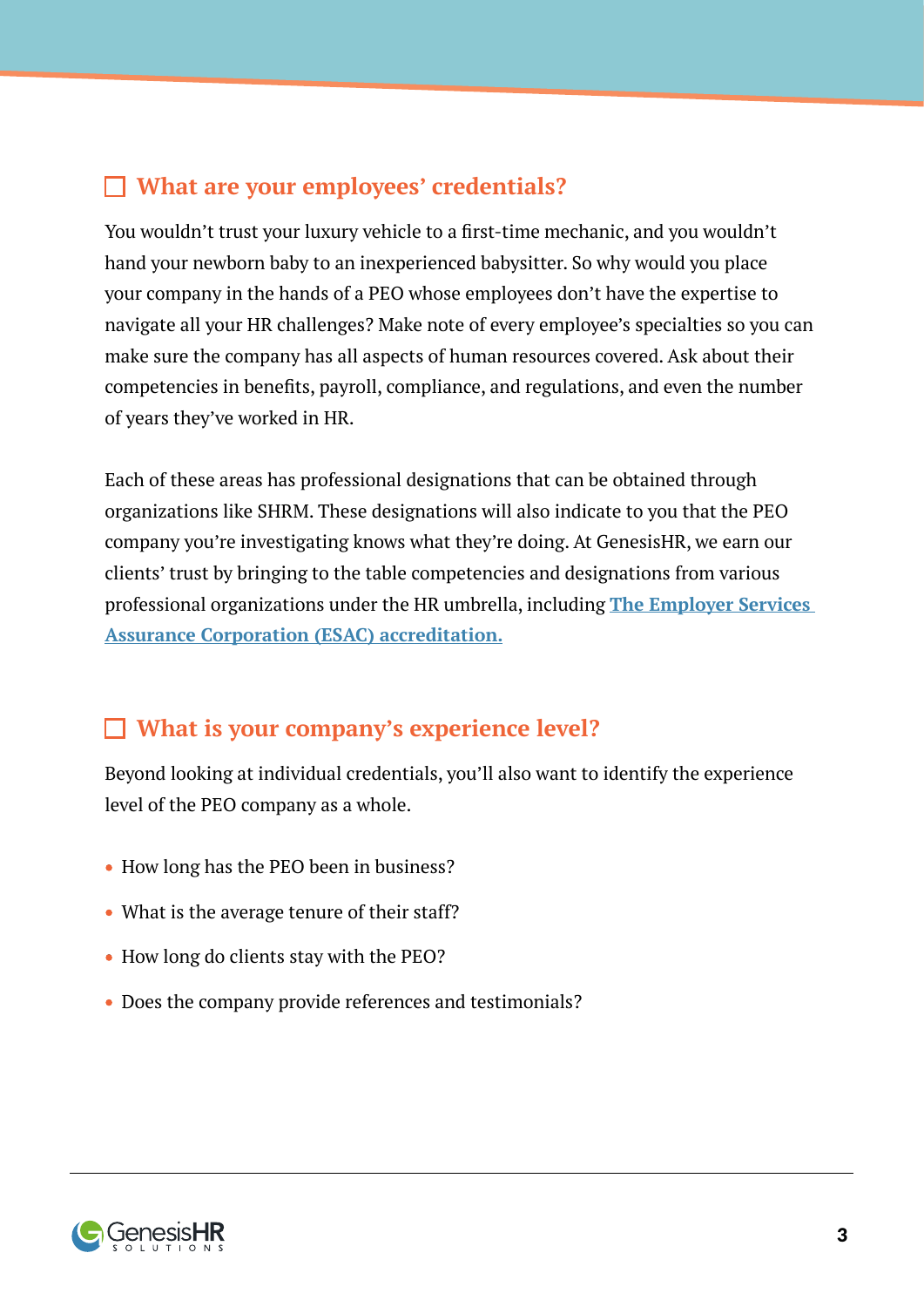## ☐ What are your employees' credentials?

You wouldn't trust your luxury vehicle to a first-time mechanic, and you wouldn't hand your newborn baby to an inexperienced babysitter. So why would you place your company in the hands of a PEO whose employees don't have the expertise to navigate all your HR challenges? Make note of every employee's specialties so you can make sure the company has all aspects of human resources covered. Ask about their competencies in benefits, payroll, compliance, and regulations, and even the number of years they've worked in HR.

Each of these areas has professional designations that can be obtained through organizations like SHRM. These designations will also indicate to you that the PEO company you're investigating knows what they're doing. At GenesisHR, we earn our clients' trust by bringing to the table competencies and designations from various professional organizations under the HR umbrella, including **The Employer Services Assurance Corporation (ESAC) accreditation.**

## ☐ What is your company's experience level?

Beyond looking at individual credentials, you'll also want to identify the experience level of the PEO company as a whole.

- How long has the PEO been in business?
- What is the average tenure of their staff?
- How long do clients stay with the PEO?
- Does the company provide references and testimonials?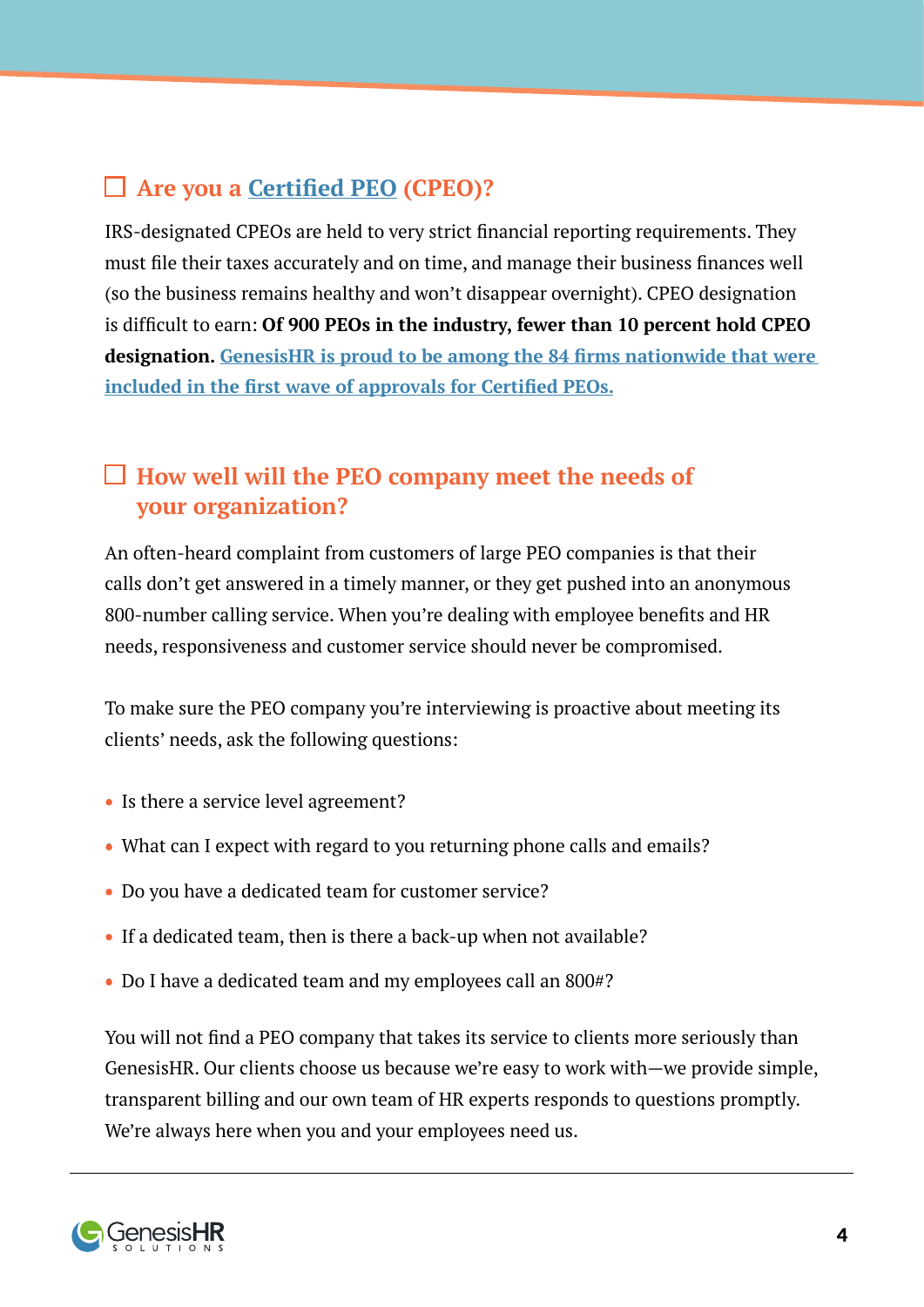## ☐ Are you a Certified PEO (CPEO)?

IRS-designated CPEOs are held to very strict financial reporting requirements. They must file their taxes accurately and on time, and manage their business finances well (so the business remains healthy and won't disappear overnight). CPEO designation is difficult to earn: **Of 900 PEOs in the industry, fewer than 10 percent hold CPEO designation.** GenesisHR is proud to be among the 84 firms nationwide that were included in the first wave of approvals for Certified PEOs.

## ☐ How well will the PEO company meet the needs of your organization?

An often-heard complaint from customers of large PEO companies is that their calls don't get answered in a timely manner, or they get pushed into an anonymous 800-number calling service. When you're dealing with employee benefits and HR needs, responsiveness and customer service should never be compromised.

To make sure the PEO company you're interviewing is proactive about meeting its clients' needs, ask the following questions:

- Is there a service level agreement?
- What can I expect with regard to you returning phone calls and emails?
- Do you have a dedicated team for customer service?
- If a dedicated team, then is there a back-up when not available?
- Do I have a dedicated team and my employees call an 800#?

You will not find a PEO company that takes its service to clients more seriously than GenesisHR. Our clients choose us because we're easy to work with—we provide simple, transparent billing and our own team of HR experts responds to questions promptly. We're always here when you and your employees need us.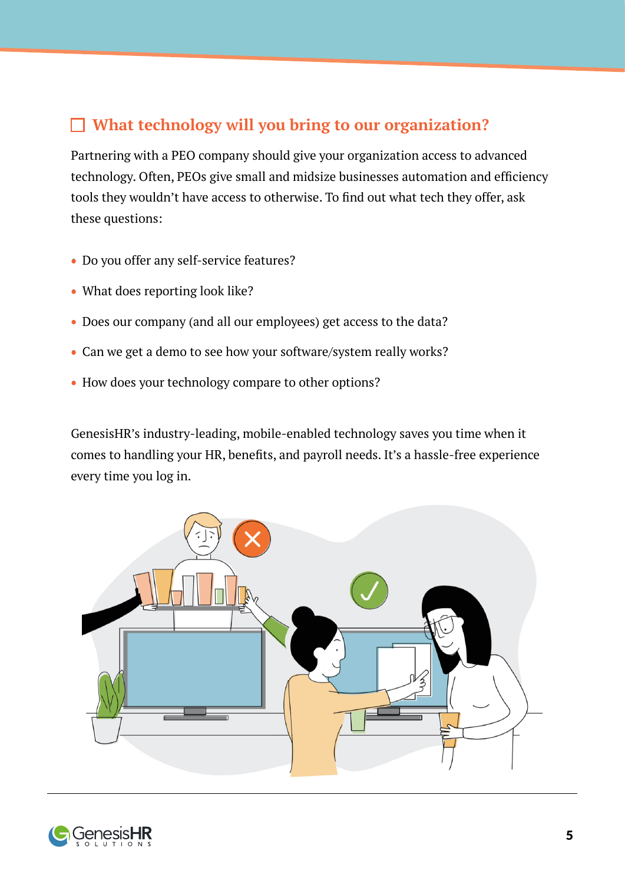## ☐ What technology will you bring to our organization?

Partnering with a PEO company should give your organization access to advanced technology. Often, PEOs give small and midsize businesses automation and efficiency tools they wouldn't have access to otherwise. To find out what tech they offer, ask these questions:

- Do you offer any self-service features?
- What does reporting look like?
- Does our company (and all our employees) get access to the data?
- Can we get a demo to see how your software/system really works?
- How does your technology compare to other options?

GenesisHR's industry-leading, mobile-enabled technology saves you time when it comes to handling your HR, benefits, and payroll needs. It's a hassle-free experience every time you log in.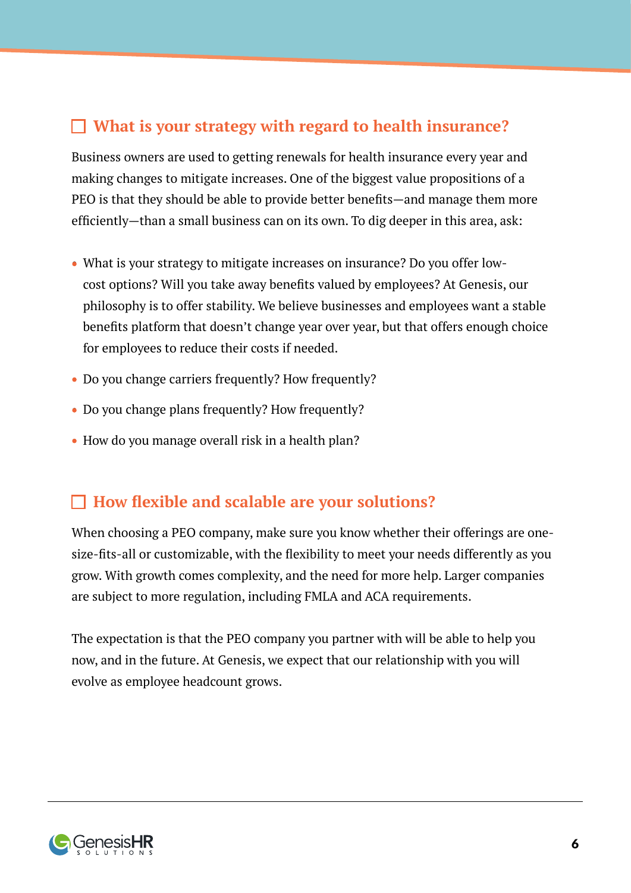## ☐ What is your strategy with regard to health insurance?

Business owners are used to getting renewals for health insurance every year and making changes to mitigate increases. One of the biggest value propositions of a PEO is that they should be able to provide better benefits—and manage them more efficiently—than a small business can on its own. To dig deeper in this area, ask:

- What is your strategy to mitigate increases on insurance? Do you offer low-cost options? Will you take away benefits valued by employees? At Genesis, our philosophy is to offer stability. We believe businesses and employees want a stable benefits platform that doesn't change year over year, but that offers enough choice for employees to reduce their costs if needed.
- Do you change carriers frequently? How frequently?
- Do you change plans frequently? How frequently?
- How do you manage overall risk in a health plan?

## ☐ How flexible and scalable are your solutions?

When choosing a PEO company, make sure you know whether their offerings are one-size-fits-all or customizable, with the flexibility to meet your needs differently as you grow. With growth comes complexity, and the need for more help. Larger companies are subject to more regulation, including FMLA and ACA requirements.

The expectation is that the PEO company you partner with will be able to help you now, and in the future. At Genesis, we expect that our relationship with you will evolve as employee headcount grows.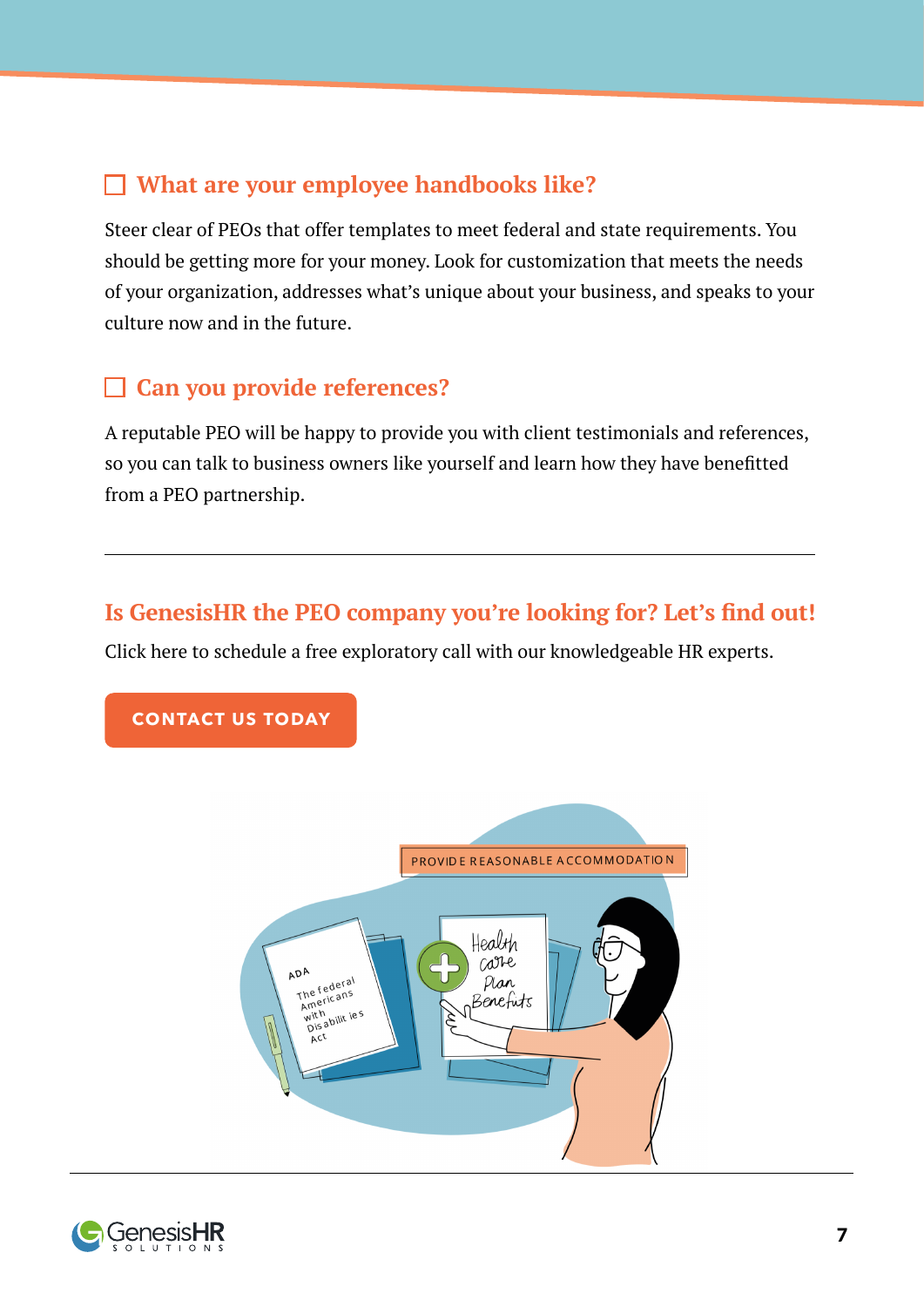## ☐ What are your employee handbooks like?

Steer clear of PEOs that offer templates to meet federal and state requirements. You should be getting more for your money. Look for customization that meets the needs of your organization, addresses what's unique about your business, and speaks to your culture now and in the future.

## ☐ Can you provide references?

A reputable PEO will be happy to provide you with client testimonials and references, so you can talk to business owners like yourself and learn how they have benefitted from a PEO partnership.

---

## Is GenesisHR the PEO company you're looking for? Let's find out!

Click here to schedule a free exploratory call with our knowledgeable HR experts.

**CONTACT US TODAY**